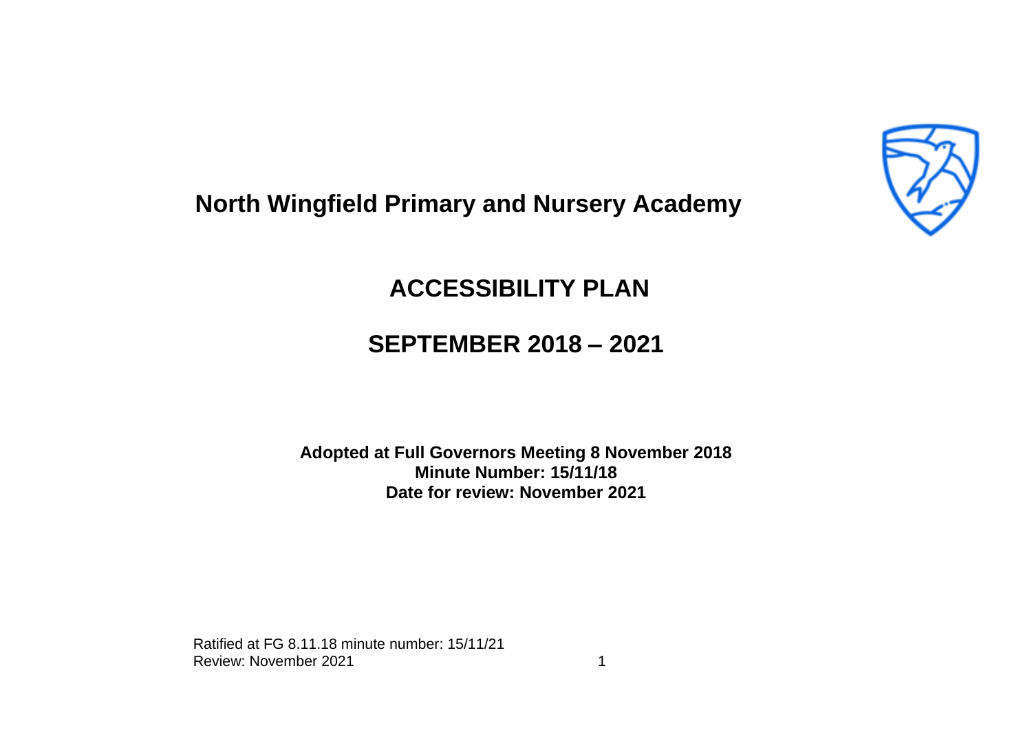# North Wingfield Primary and Nursery Academy

## ACCESSIBILITY PLAN

## SEPTEMBER 2018 – 2021

**Adopted at Full Governors Meeting 8 November 2018**
**Minute Number: 15/11/18**
**Date for review: November 2021**

Ratified at FG 8.11.18 minute number: 15/11/21
Review: November 2021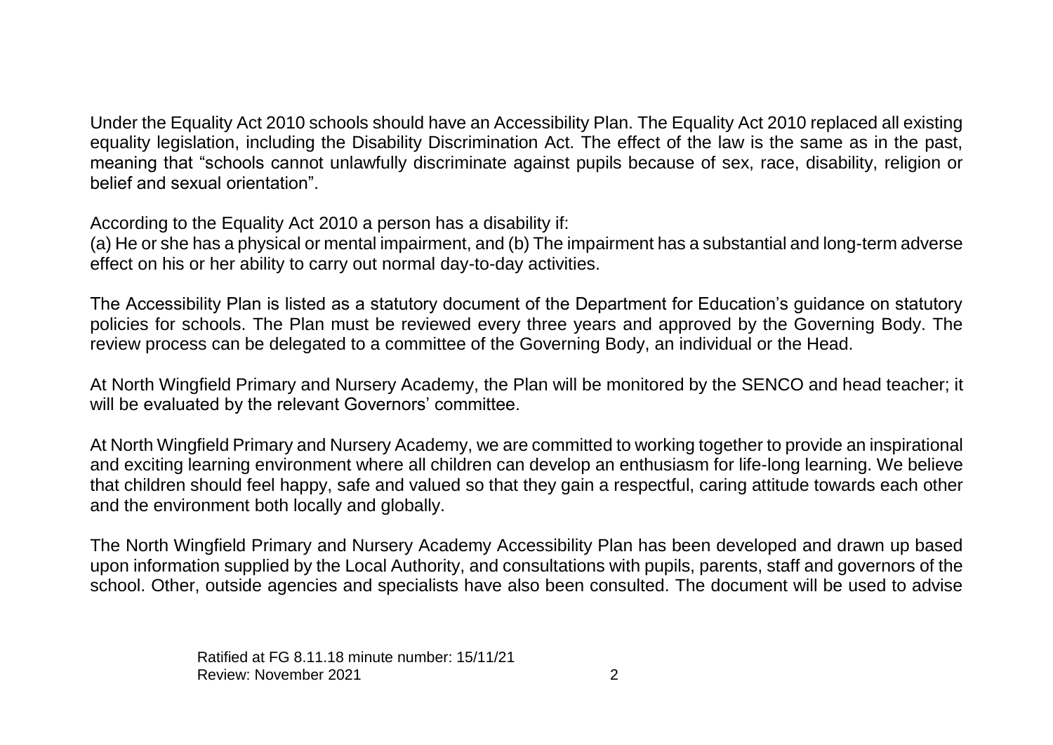Under the Equality Act 2010 schools should have an Accessibility Plan. The Equality Act 2010 replaced all existing equality legislation, including the Disability Discrimination Act. The effect of the law is the same as in the past, meaning that "schools cannot unlawfully discriminate against pupils because of sex, race, disability, religion or belief and sexual orientation".

According to the Equality Act 2010 a person has a disability if:
(a) He or she has a physical or mental impairment, and (b) The impairment has a substantial and long-term adverse effect on his or her ability to carry out normal day-to-day activities.

The Accessibility Plan is listed as a statutory document of the Department for Education's guidance on statutory policies for schools. The Plan must be reviewed every three years and approved by the Governing Body. The review process can be delegated to a committee of the Governing Body, an individual or the Head.

At North Wingfield Primary and Nursery Academy, the Plan will be monitored by the SENCO and head teacher; it will be evaluated by the relevant Governors' committee.

At North Wingfield Primary and Nursery Academy, we are committed to working together to provide an inspirational and exciting learning environment where all children can develop an enthusiasm for life-long learning. We believe that children should feel happy, safe and valued so that they gain a respectful, caring attitude towards each other and the environment both locally and globally.

The North Wingfield Primary and Nursery Academy Accessibility Plan has been developed and drawn up based upon information supplied by the Local Authority, and consultations with pupils, parents, staff and governors of the school. Other, outside agencies and specialists have also been consulted. The document will be used to advise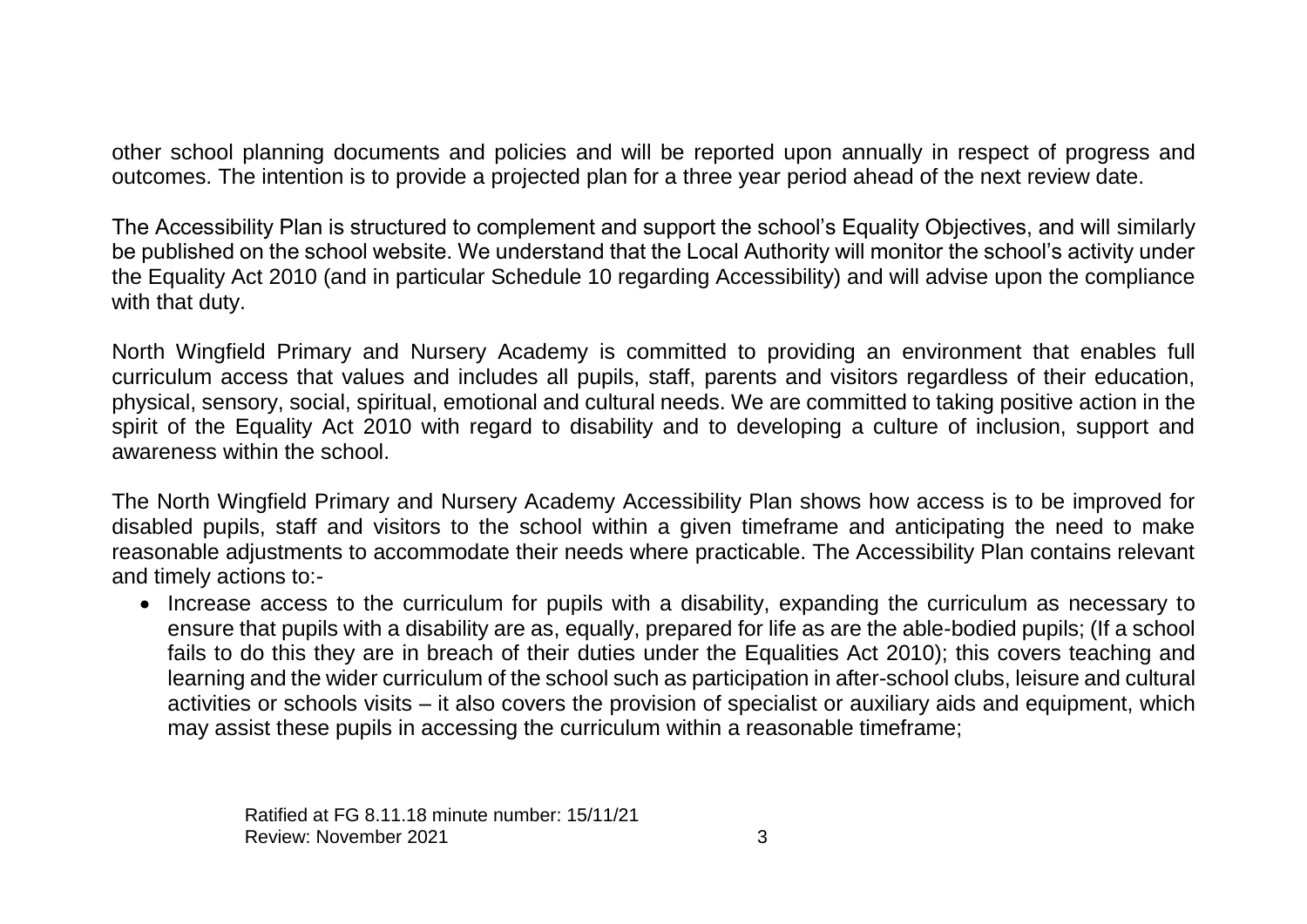other school planning documents and policies and will be reported upon annually in respect of progress and outcomes. The intention is to provide a projected plan for a three year period ahead of the next review date.

The Accessibility Plan is structured to complement and support the school's Equality Objectives, and will similarly be published on the school website. We understand that the Local Authority will monitor the school's activity under the Equality Act 2010 (and in particular Schedule 10 regarding Accessibility) and will advise upon the compliance with that duty.

North Wingfield Primary and Nursery Academy is committed to providing an environment that enables full curriculum access that values and includes all pupils, staff, parents and visitors regardless of their education, physical, sensory, social, spiritual, emotional and cultural needs. We are committed to taking positive action in the spirit of the Equality Act 2010 with regard to disability and to developing a culture of inclusion, support and awareness within the school.

The North Wingfield Primary and Nursery Academy Accessibility Plan shows how access is to be improved for disabled pupils, staff and visitors to the school within a given timeframe and anticipating the need to make reasonable adjustments to accommodate their needs where practicable. The Accessibility Plan contains relevant and timely actions to:-

- Increase access to the curriculum for pupils with a disability, expanding the curriculum as necessary to ensure that pupils with a disability are as, equally, prepared for life as are the able-bodied pupils; (If a school fails to do this they are in breach of their duties under the Equalities Act 2010); this covers teaching and learning and the wider curriculum of the school such as participation in after-school clubs, leisure and cultural activities or schools visits – it also covers the provision of specialist or auxiliary aids and equipment, which may assist these pupils in accessing the curriculum within a reasonable timeframe;

Ratified at FG 8.11.18 minute number: 15/11/21
Review: November 2021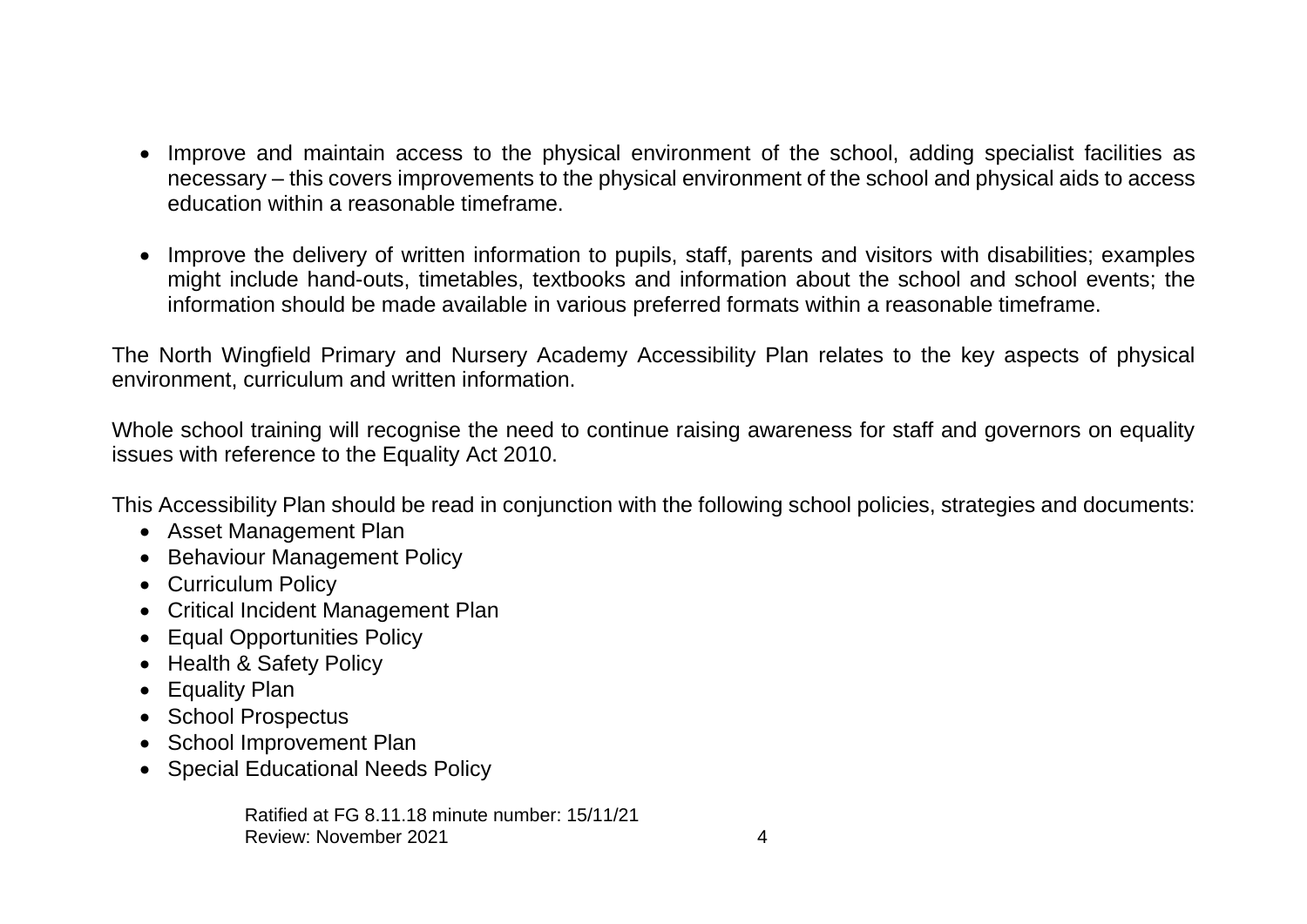- Improve and maintain access to the physical environment of the school, adding specialist facilities as necessary – this covers improvements to the physical environment of the school and physical aids to access education within a reasonable timeframe.

- Improve the delivery of written information to pupils, staff, parents and visitors with disabilities; examples might include hand-outs, timetables, textbooks and information about the school and school events; the information should be made available in various preferred formats within a reasonable timeframe.

The North Wingfield Primary and Nursery Academy Accessibility Plan relates to the key aspects of physical environment, curriculum and written information.

Whole school training will recognise the need to continue raising awareness for staff and governors on equality issues with reference to the Equality Act 2010.

This Accessibility Plan should be read in conjunction with the following school policies, strategies and documents:

- Asset Management Plan
- Behaviour Management Policy
- Curriculum Policy
- Critical Incident Management Plan
- Equal Opportunities Policy
- Health & Safety Policy
- Equality Plan
- School Prospectus
- School Improvement Plan
- Special Educational Needs Policy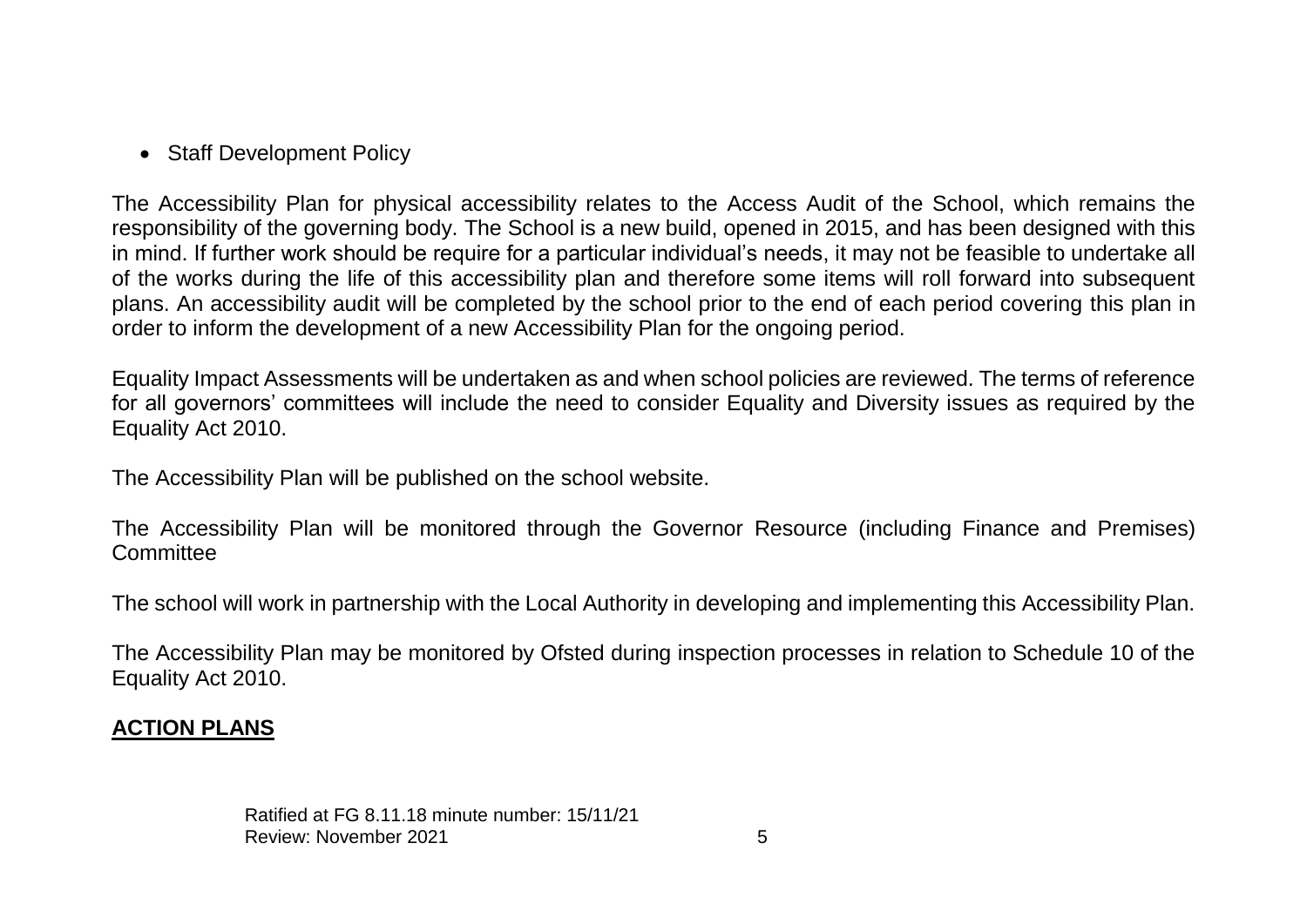- Staff Development Policy

The Accessibility Plan for physical accessibility relates to the Access Audit of the School, which remains the responsibility of the governing body. The School is a new build, opened in 2015, and has been designed with this in mind. If further work should be require for a particular individual's needs, it may not be feasible to undertake all of the works during the life of this accessibility plan and therefore some items will roll forward into subsequent plans. An accessibility audit will be completed by the school prior to the end of each period covering this plan in order to inform the development of a new Accessibility Plan for the ongoing period.

Equality Impact Assessments will be undertaken as and when school policies are reviewed. The terms of reference for all governors' committees will include the need to consider Equality and Diversity issues as required by the Equality Act 2010.

The Accessibility Plan will be published on the school website.

The Accessibility Plan will be monitored through the Governor Resource (including Finance and Premises) Committee

The school will work in partnership with the Local Authority in developing and implementing this Accessibility Plan.

The Accessibility Plan may be monitored by Ofsted during inspection processes in relation to Schedule 10 of the Equality Act 2010.

## **ACTION PLANS**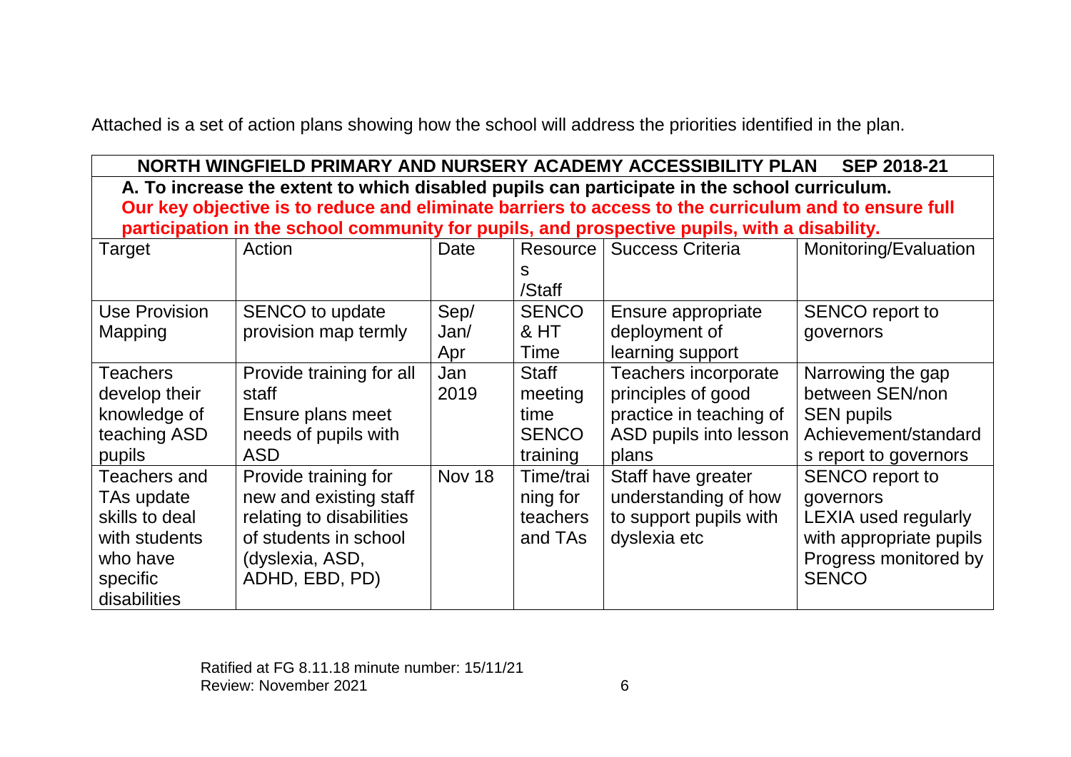Attached is a set of action plans showing how the school will address the priorities identified in the plan.

| **NORTH WINGFIELD PRIMARY AND NURSERY ACADEMY ACCESSIBILITY PLAN SEP 2018-21** | | | | | |
|---|---|---|---|---|---|
| **A. To increase the extent to which disabled pupils can participate in the school curriculum.** **Our key objective is to reduce and eliminate barriers to access to the curriculum and to ensure full participation in the school community for pupils, and prospective pupils, with a disability.** | | | | | |
| Target | Action | Date | Resources /Staff | Success Criteria | Monitoring/Evaluation |
| Use Provision Mapping | SENCO to update provision map termly | Sep/ Jan/ Apr | SENCO & HT Time | Ensure appropriate deployment of learning support | SENCO report to governors |
| Teachers develop their knowledge of teaching ASD pupils | Provide training for all staff Ensure plans meet needs of pupils with ASD | Jan 2019 | Staff meeting time SENCO training | Teachers incorporate principles of good practice in teaching of ASD pupils into lesson plans | Narrowing the gap between SEN/non SEN pupils Achievement/standards report to governors |
| Teachers and TAs update skills to deal with students who have specific disabilities | Provide training for new and existing staff relating to disabilities of students in school (dyslexia, ASD, ADHD, EBD, PD) | Nov 18 | Time/training for teachers and TAs | Staff have greater understanding of how to support pupils with dyslexia etc | SENCO report to governors LEXIA used regularly with appropriate pupils Progress monitored by SENCO |

Ratified at FG 8.11.18 minute number: 15/11/21
Review: November 2021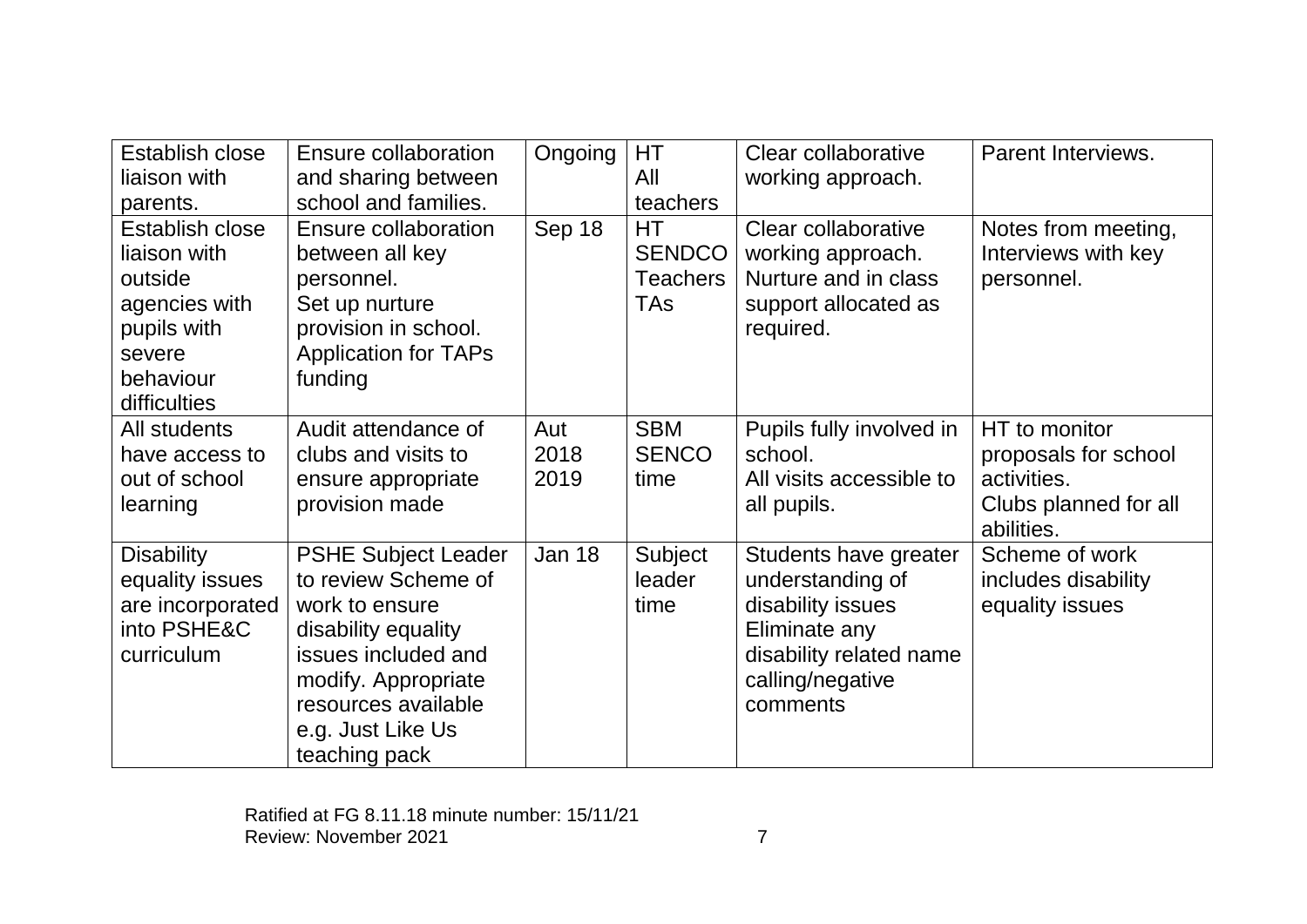| Establish close liaison with parents. | Ensure collaboration and sharing between school and families. | Ongoing | HT<br>All teachers | Clear collaborative working approach. | Parent Interviews. |
|---|---|---|---|---|---|
| Establish close liaison with outside agencies with pupils with severe behaviour difficulties | Ensure collaboration between all key personnel.<br>Set up nurture provision in school.<br>Application for TAPs funding | Sep 18 | HT<br>SENDCO<br>Teachers<br>TAs | Clear collaborative working approach.<br>Nurture and in class support allocated as required. | Notes from meeting, Interviews with key personnel. |
| All students have access to out of school learning | Audit attendance of clubs and visits to ensure appropriate provision made | Aut 2018 2019 | SBM<br>SENCO time | Pupils fully involved in school.<br>All visits accessible to all pupils. | HT to monitor proposals for school activities.<br>Clubs planned for all abilities. |
| Disability equality issues are incorporated into PSHE&C curriculum | PSHE Subject Leader to review Scheme of work to ensure disability equality issues included and modify. Appropriate resources available e.g. Just Like Us teaching pack | Jan 18 | Subject leader time | Students have greater understanding of disability issues<br>Eliminate any disability related name calling/negative comments | Scheme of work includes disability equality issues |

Ratified at FG 8.11.18 minute number: 15/11/21
Review: November 2021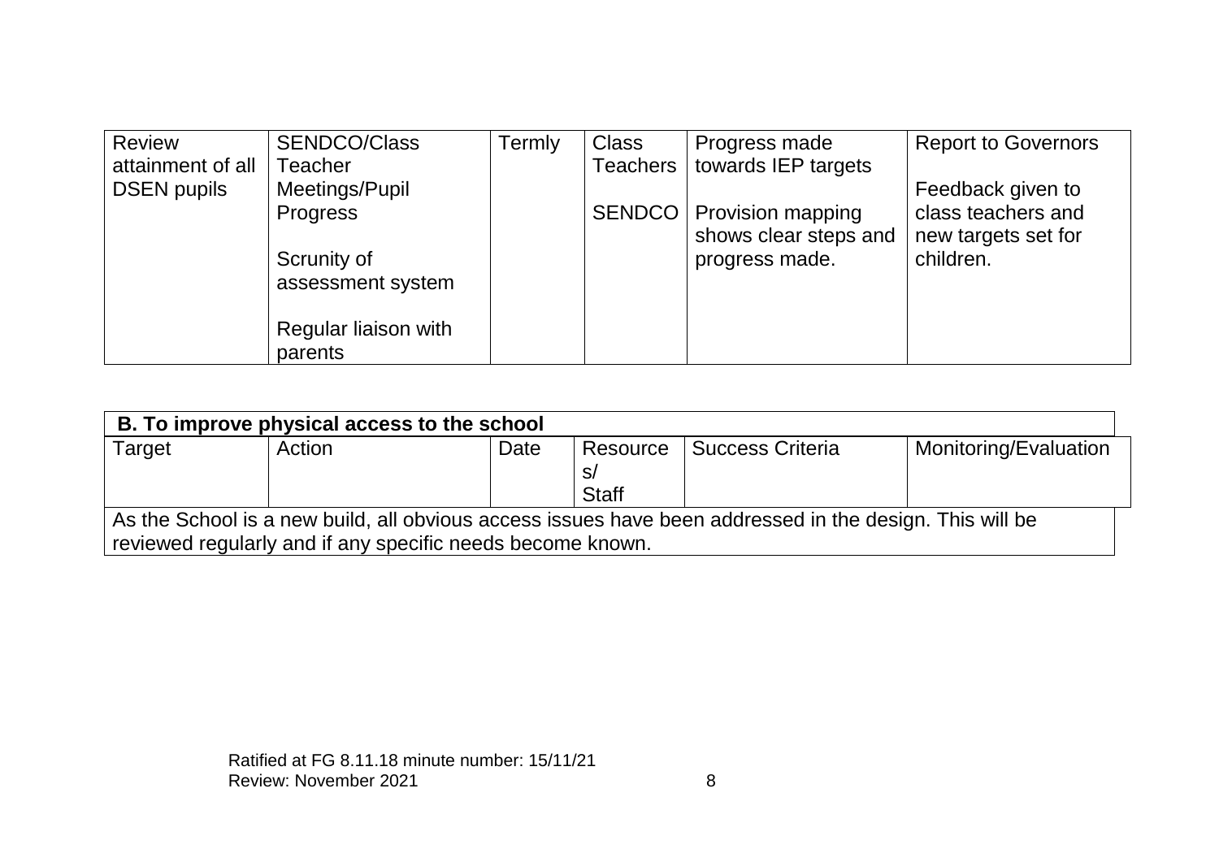| Review attainment of all DSEN pupils | SENDCO/Class Teacher Meetings/Pupil Progress<br><br>Scrunity of assessment system<br><br>Regular liaison with parents | Termly | Class Teachers<br><br>SENDCO | Progress made towards IEP targets<br><br>Provision mapping shows clear steps and progress made. | Report to Governors<br><br>Feedback given to class teachers and new targets set for children. |
|---|---|---|---|---|---|

| **B. To improve physical access to the school** | | | | | |
|---|---|---|---|---|---|
| Target | Action | Date | Resources/ Staff | Success Criteria | Monitoring/Evaluation |
| As the School is a new build, all obvious access issues have been addressed in the design. This will be reviewed regularly and if any specific needs become known. | | | | | |

Ratified at FG 8.11.18 minute number: 15/11/21
Review: November 2021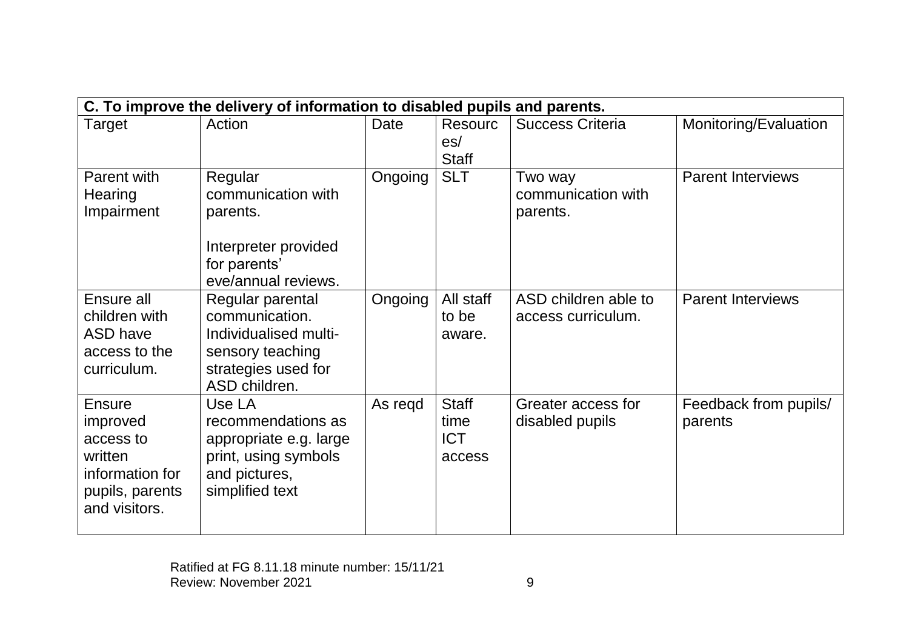| C. To improve the delivery of information to disabled pupils and parents. | | | | | |
|---|---|---|---|---|---|
| Target | Action | Date | Resources/ Staff | Success Criteria | Monitoring/Evaluation |
| Parent with Hearing Impairment | Regular communication with parents.<br><br>Interpreter provided for parents' eve/annual reviews. | Ongoing | SLT | Two way communication with parents. | Parent Interviews |
| Ensure all children with ASD have access to the curriculum. | Regular parental communication. Individualised multi-sensory teaching strategies used for ASD children. | Ongoing | All staff to be aware. | ASD children able to access curriculum. | Parent Interviews |
| Ensure improved access to written information for pupils, parents and visitors. | Use LA recommendations as appropriate e.g. large print, using symbols and pictures, simplified text | As reqd | Staff time ICT access | Greater access for disabled pupils | Feedback from pupils/ parents |

Ratified at FG 8.11.18 minute number: 15/11/21
Review: November 2021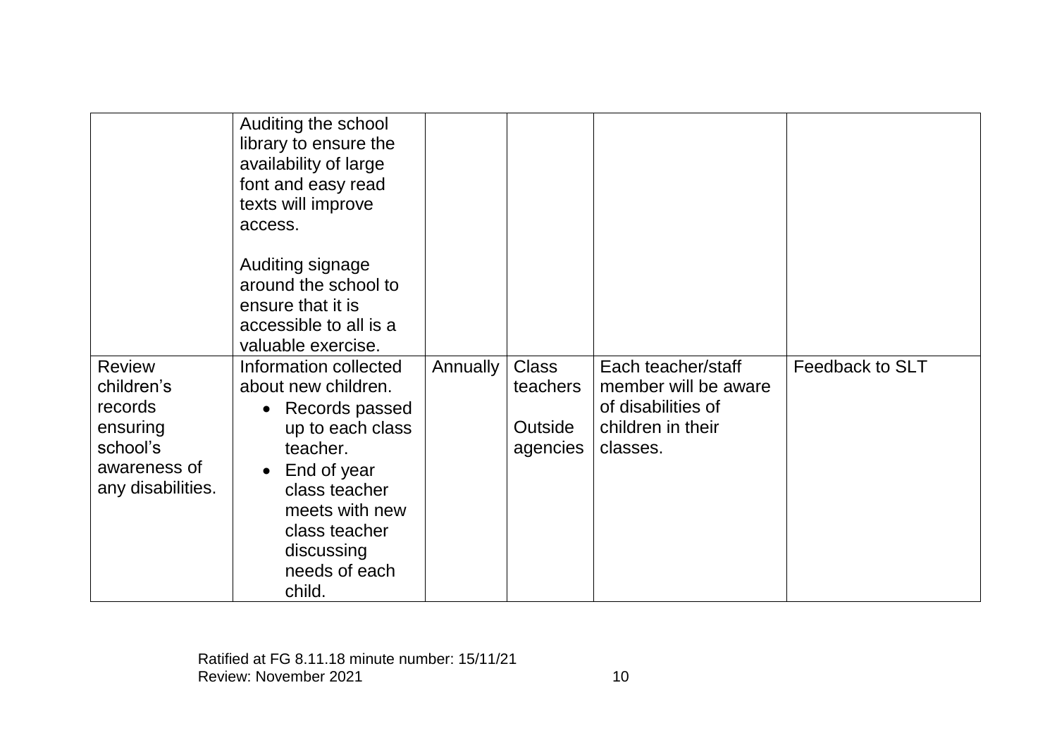| | | | | | |
|---|---|---|---|---|---|
| | Auditing the school library to ensure the availability of large font and easy read texts will improve access.<br><br>Auditing signage around the school to ensure that it is accessible to all is a valuable exercise. | | | | |
| Review children's records ensuring school's awareness of any disabilities. | Information collected about new children.<br>• Records passed up to each class teacher.<br>• End of year class teacher meets with new class teacher discussing needs of each child. | Annually | Class teachers<br><br>Outside agencies | Each teacher/staff member will be aware of disabilities of children in their classes. | Feedback to SLT |

Ratified at FG 8.11.18 minute number: 15/11/21
Review: November 2021